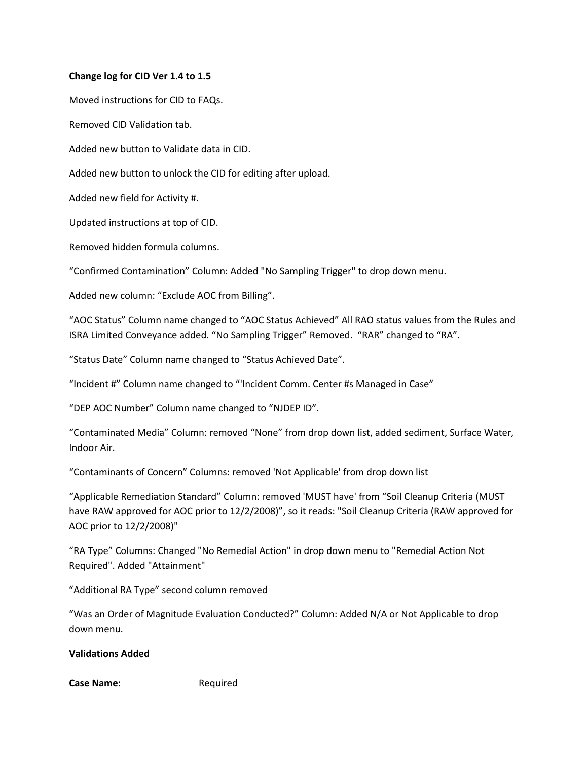**Change log for CID Ver 1.4 to 1.5**

Moved instructions for CID to FAQs.

Removed CID Validation tab.

Added new button to Validate data in CID.

Added new button to unlock the CID for editing after upload.

Added new field for Activity #.

Updated instructions at top of CID.

Removed hidden formula columns.

“Confirmed Contamination” Column: Added "No Sampling Trigger" to drop down menu.

Added new column: “Exclude AOC from Billing”.

“AOC Status” Column name changed to “AOC Status Achieved” All RAO status values from the Rules and ISRA Limited Conveyance added. “No Sampling Trigger” Removed. “RAR” changed to “RA”.

“Status Date” Column name changed to “Status Achieved Date”.

“Incident #” Column name changed to “'Incident Comm. Center #s Managed in Case”

“DEP AOC Number” Column name changed to “NJDEP ID”.

“Contaminated Media” Column: removed “None” from drop down list, added sediment, Surface Water, Indoor Air.

“Contaminants of Concern” Columns: removed 'Not Applicable' from drop down list

“Applicable Remediation Standard” Column: removed 'MUST have' from “Soil Cleanup Criteria (MUST have RAW approved for AOC prior to 12/2/2008)”, so it reads: "Soil Cleanup Criteria (RAW approved for AOC prior to 12/2/2008)"

“RA Type” Columns: Changed "No Remedial Action" in drop down menu to "Remedial Action Not Required". Added "Attainment"

“Additional RA Type” second column removed

“Was an Order of Magnitude Evaluation Conducted?” Column: Added N/A or Not Applicable to drop down menu.

**Validations Added**

**Case Name:** Required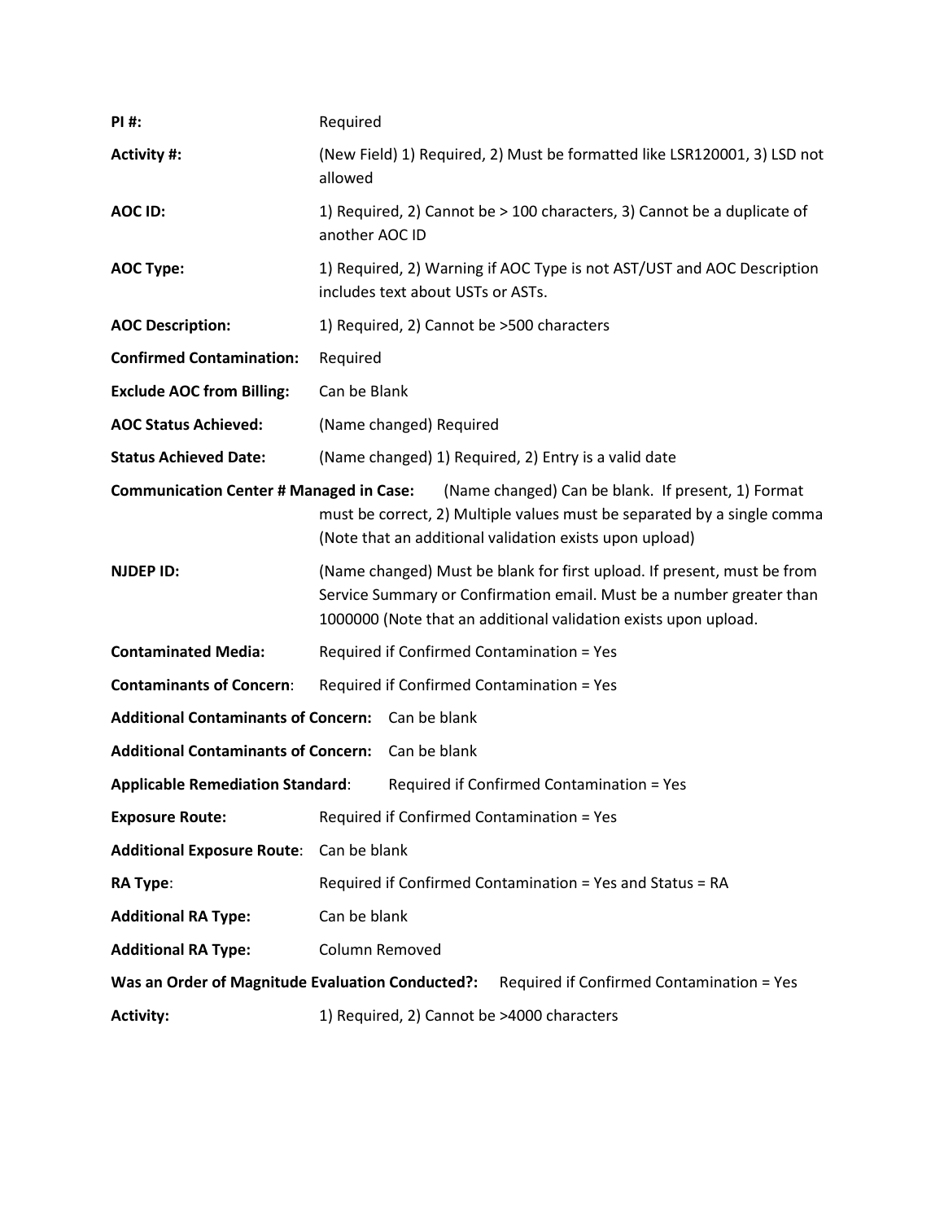**PI #:** Required

**Activity #:** (New Field) 1) Required, 2) Must be formatted like LSR120001, 3) LSD not allowed

**AOC ID:** 1) Required, 2) Cannot be > 100 characters, 3) Cannot be a duplicate of another AOC ID

**AOC Type:** 1) Required, 2) Warning if AOC Type is not AST/UST and AOC Description includes text about USTs or ASTs.

**AOC Description:** 1) Required, 2) Cannot be >500 characters

**Confirmed Contamination:** Required

**Exclude AOC from Billing:** Can be Blank

**AOC Status Achieved:** (Name changed) Required

**Status Achieved Date:** (Name changed) 1) Required, 2) Entry is a valid date

**Communication Center # Managed in Case:** (Name changed) Can be blank. If present, 1) Format must be correct, 2) Multiple values must be separated by a single comma (Note that an additional validation exists upon upload)

**NJDEP ID:** (Name changed) Must be blank for first upload. If present, must be from Service Summary or Confirmation email. Must be a number greater than 1000000 (Note that an additional validation exists upon upload.

**Contaminated Media:** Required if Confirmed Contamination = Yes

**Contaminants of Concern**: Required if Confirmed Contamination = Yes

**Additional Contaminants of Concern:** Can be blank

**Additional Contaminants of Concern:** Can be blank

**Applicable Remediation Standard**: Required if Confirmed Contamination = Yes

**Exposure Route:** Required if Confirmed Contamination = Yes

**Additional Exposure Route**: Can be blank

**RA Type**: Required if Confirmed Contamination = Yes and Status = RA

**Additional RA Type:** Can be blank

**Additional RA Type:** Column Removed

**Was an Order of Magnitude Evaluation Conducted?:** Required if Confirmed Contamination = Yes

**Activity:** 1) Required, 2) Cannot be >4000 characters